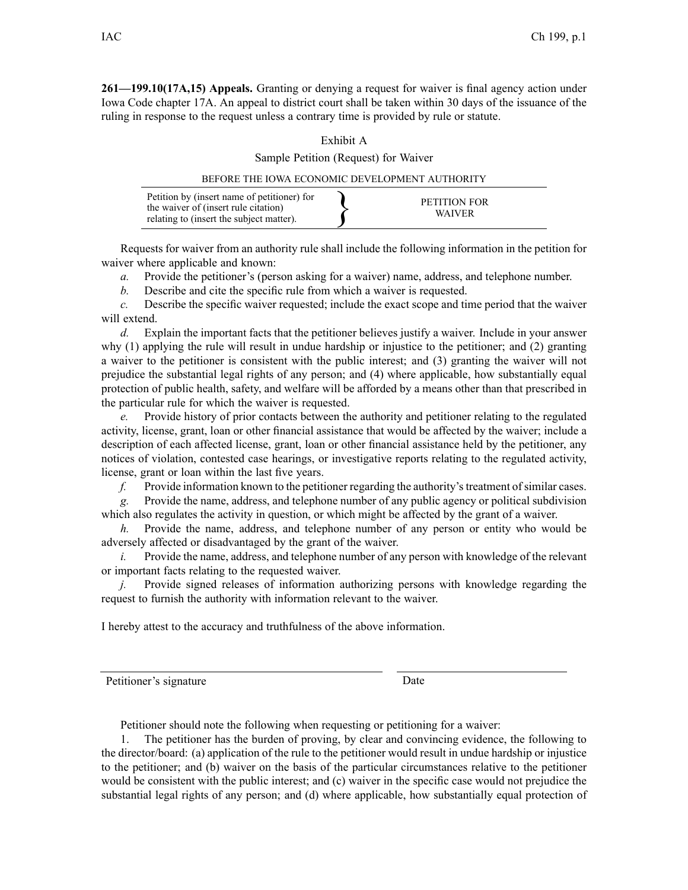**261—199.10(17A,15) Appeals.** Granting or denying a request for waiver is final agency action under Iowa Code chapter 17A. An appeal to district court shall be taken within 30 days of the issuance of the ruling in response to the request unless a contrary time is provided by rule or statute.

Exhibit A

Sample Petition (Request) for Waiver

BEFORE THE IOWA ECONOMIC DEVELOPMENT AUTHORITY

| | | |
|---|---|---|
| Petition by (insert name of petitioner) for the waiver of (insert rule citation) relating to (insert the subject matter). | } | PETITION FOR WAIVER |

Requests for waiver from an authority rule shall include the following information in the petition for waiver where applicable and known:

*a.* Provide the petitioner's (person asking for a waiver) name, address, and telephone number.

*b.* Describe and cite the specific rule from which a waiver is requested.

*c.* Describe the specific waiver requested; include the exact scope and time period that the waiver will extend.

*d.* Explain the important facts that the petitioner believes justify a waiver. Include in your answer why (1) applying the rule will result in undue hardship or injustice to the petitioner; and (2) granting a waiver to the petitioner is consistent with the public interest; and (3) granting the waiver will not prejudice the substantial legal rights of any person; and (4) where applicable, how substantially equal protection of public health, safety, and welfare will be afforded by a means other than that prescribed in the particular rule for which the waiver is requested.

*e.* Provide history of prior contacts between the authority and petitioner relating to the regulated activity, license, grant, loan or other financial assistance that would be affected by the waiver; include a description of each affected license, grant, loan or other financial assistance held by the petitioner, any notices of violation, contested case hearings, or investigative reports relating to the regulated activity, license, grant or loan within the last five years.

*f.* Provide information known to the petitioner regarding the authority's treatment of similar cases.

*g.* Provide the name, address, and telephone number of any public agency or political subdivision which also regulates the activity in question, or which might be affected by the grant of a waiver.

*h.* Provide the name, address, and telephone number of any person or entity who would be adversely affected or disadvantaged by the grant of the waiver.

*i.* Provide the name, address, and telephone number of any person with knowledge of the relevant or important facts relating to the requested waiver.

*j.* Provide signed releases of information authorizing persons with knowledge regarding the request to furnish the authority with information relevant to the waiver.

I hereby attest to the accuracy and truthfulness of the above information.

\_\_\_\_\_\_\_\_\_\_\_\_\_\_\_\_\_\_\_\_\_\_\_\_\_\_\_\_\_\_\_\_\_\_\_\_\_\_ \_\_\_\_\_\_\_\_\_\_\_\_\_\_\_\_\_\_\_\_\_\_\_\_

Petitioner's signature Date

Petitioner should note the following when requesting or petitioning for a waiver:

1. The petitioner has the burden of proving, by clear and convincing evidence, the following to the director/board: (a) application of the rule to the petitioner would result in undue hardship or injustice to the petitioner; and (b) waiver on the basis of the particular circumstances relative to the petitioner would be consistent with the public interest; and (c) waiver in the specific case would not prejudice the substantial legal rights of any person; and (d) where applicable, how substantially equal protection of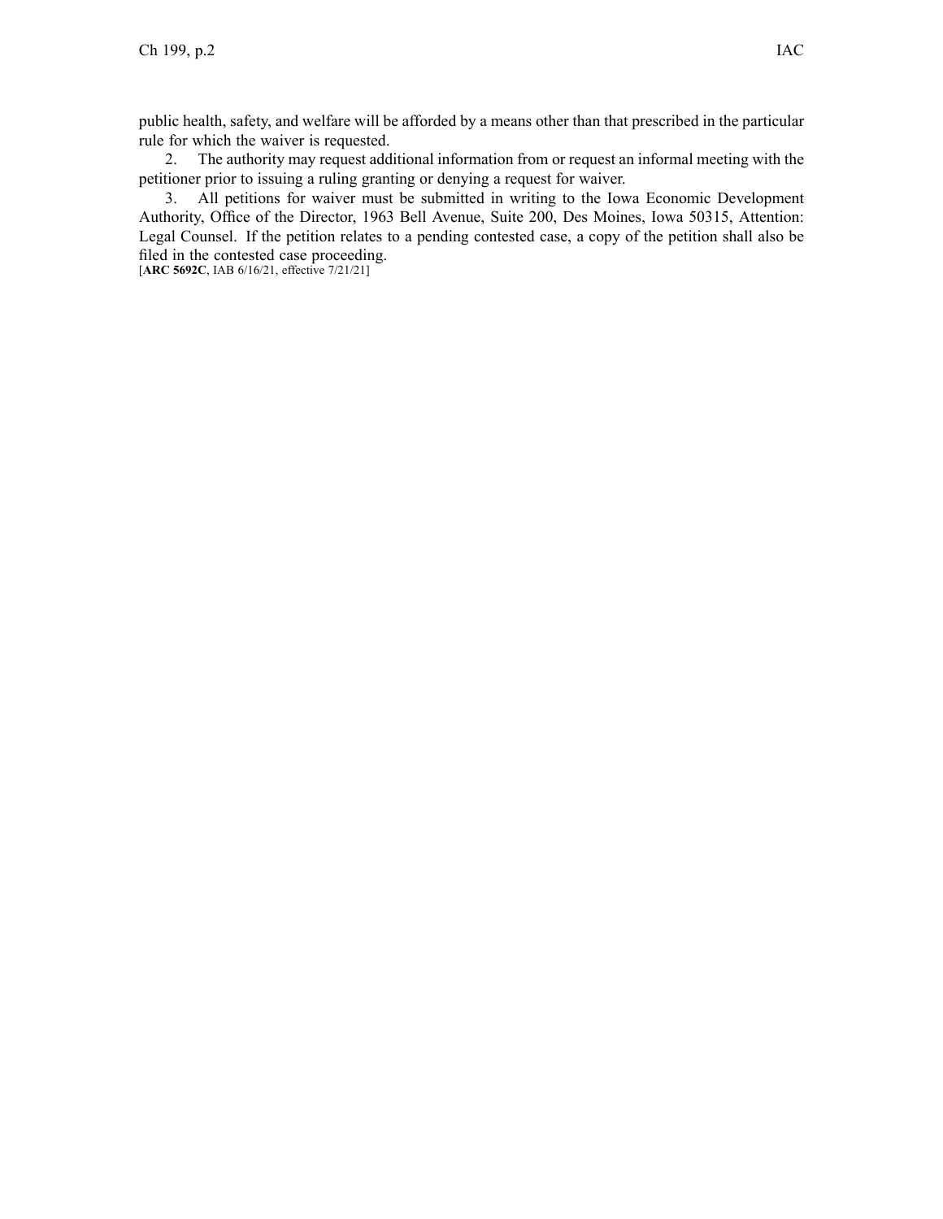public health, safety, and welfare will be afforded by a means other than that prescribed in the particular rule for which the waiver is requested.

2. The authority may request additional information from or request an informal meeting with the petitioner prior to issuing a ruling granting or denying a request for waiver.

3. All petitions for waiver must be submitted in writing to the Iowa Economic Development Authority, Office of the Director, 1963 Bell Avenue, Suite 200, Des Moines, Iowa 50315, Attention: Legal Counsel. If the petition relates to a pending contested case, a copy of the petition shall also be filed in the contested case proceeding.

[**ARC 5692C**, IAB 6/16/21, effective 7/21/21]